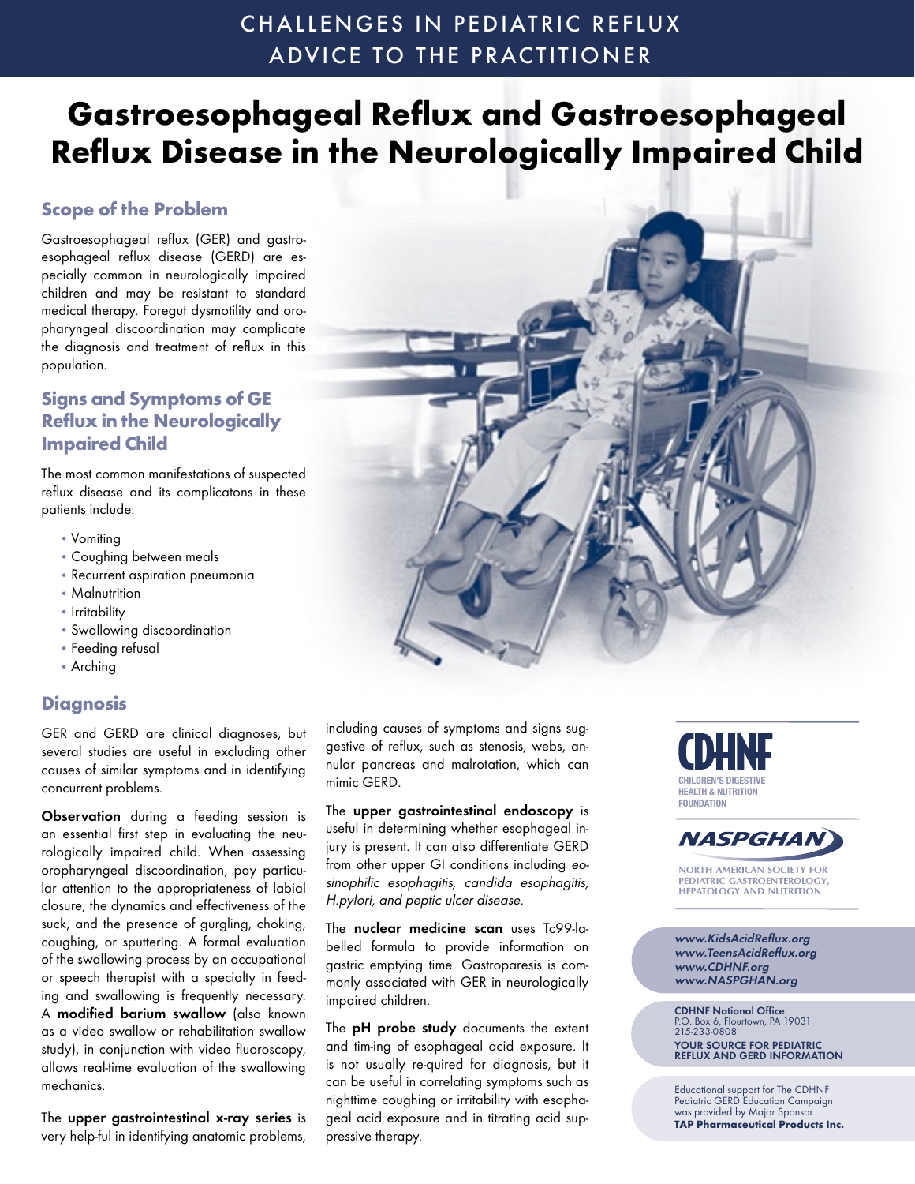CHALLENGES IN PEDIATRIC REFLUX
ADVICE TO THE PRACTITIONER

# Gastroesophageal Reflux and Gastroesophageal Reflux Disease in the Neurologically Impaired Child

## Scope of the Problem

Gastroesophageal reflux (GER) and gastroesophageal reflux disease (GERD) are especially common in neurologically impaired children and may be resistant to standard medical therapy. Foregut dysmotility and oropharyngeal discoordination may complicate the diagnosis and treatment of reflux in this population.

## Signs and Symptoms of GE Reflux in the Neurologically Impaired Child

The most common manifestations of suspected reflux disease and its complicatons in these patients include:

- Vomiting
- Coughing between meals
- Recurrent aspiration pneumonia
- Malnutrition
- Irritability
- Swallowing discoordination
- Feeding refusal
- Arching

## Diagnosis

GER and GERD are clinical diagnoses, but several studies are useful in excluding other causes of similar symptoms and in identifying concurrent problems.

**Observation** during a feeding session is an essential first step in evaluating the neurologically impaired child. When assessing oropharyngeal discoordination, pay particular attention to the appropriateness of labial closure, the dynamics and effectiveness of the suck, and the presence of gurgling, choking, coughing, or sputtering. A formal evaluation of the swallowing process by an occupational or speech therapist with a specialty in feeding and swallowing is frequently necessary. A **modified barium swallow** (also known as a video swallow or rehabilitation swallow study), in conjunction with video fluoroscopy, allows real-time evaluation of the swallowing mechanics.

The **upper gastrointestinal x-ray series** is very help-ful in identifying anatomic problems, including causes of symptoms and signs suggestive of reflux, such as stenosis, webs, annular pancreas and malrotation, which can mimic GERD.

The **upper gastrointestinal endoscopy** is useful in determining whether esophageal injury is present. It can also differentiate GERD from other upper GI conditions including *eosinophilic esophagitis, candida esophagitis, H.pylori, and peptic ulcer disease*.

The **nuclear medicine scan** uses Tc99-labelled formula to provide information on gastric emptying time. Gastroparesis is commonly associated with GER in neurologically impaired children.

The **pH probe study** documents the extent and tim-ing of esophageal acid exposure. It is not usually re-quired for diagnosis, but it can be useful in correlating symptoms such as nighttime coughing or irritability with esophageal acid exposure and in titrating acid suppressive therapy.

CDHNF
CHILDREN'S DIGESTIVE HEALTH & NUTRITION FOUNDATION

NASPGHAN
NORTH AMERICAN SOCIETY FOR PEDIATRIC GASTROENTEROLOGY, HEPATOLOGY AND NUTRITION

*www.KidsAcidReflux.org*
*www.TeensAcidReflux.org*
*www.CDHNF.org*
*www.NASPGHAN.org*

**CDHNF National Office**
P.O. Box 6, Flourtown, PA 19031
215-233-0808
**YOUR SOURCE FOR PEDIATRIC REFLUX AND GERD INFORMATION**

Educational support for The CDHNF Pediatric GERD Education Campaign was provided by Major Sponsor **TAP Pharmaceutical Products Inc.**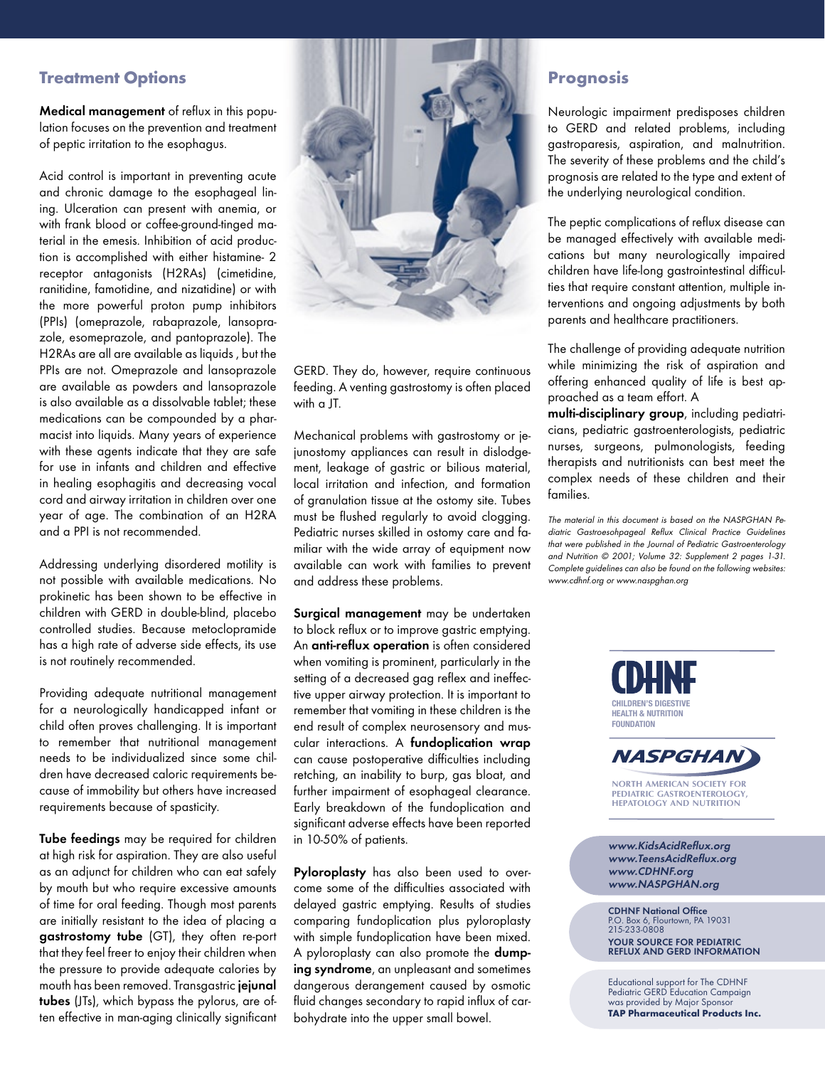## Treatment Options

**Medical management** of reflux in this population focuses on the prevention and treatment of peptic irritation to the esophagus.

Acid control is important in preventing acute and chronic damage to the esophageal lining. Ulceration can present with anemia, or with frank blood or coffee-ground-tinged material in the emesis. Inhibition of acid production is accomplished with either histamine- 2 receptor antagonists (H2RAs) (cimetidine, ranitidine, famotidine, and nizatidine) or with the more powerful proton pump inhibitors (PPIs) (omeprazole, rabaprazole, lansoprazole, esomeprazole, and pantoprazole). The H2RAs are all are available as liquids , but the PPIs are not. Omeprazole and lansoprazole are available as powders and lansoprazole is also available as a dissolvable tablet; these medications can be compounded by a pharmacist into liquids. Many years of experience with these agents indicate that they are safe for use in infants and children and effective in healing esophagitis and decreasing vocal cord and airway irritation in children over one year of age. The combination of an H2RA and a PPI is not recommended.

Addressing underlying disordered motility is not possible with available medications. No prokinetic has been shown to be effective in children with GERD in double-blind, placebo controlled studies. Because metoclopramide has a high rate of adverse side effects, its use is not routinely recommended.

Providing adequate nutritional management for a neurologically handicapped infant or child often proves challenging. It is important to remember that nutritional management needs to be individualized since some children have decreased caloric requirements because of immobility but others have increased requirements because of spasticity.

**Tube feedings** may be required for children at high risk for aspiration. They are also useful as an adjunct for children who can eat safely by mouth but who require excessive amounts of time for oral feeding. Though most parents are initially resistant to the idea of placing a **gastrostomy tube** (GT), they often re-port that they feel freer to enjoy their children when the pressure to provide adequate calories by mouth has been removed. Transgastric **jejunal tubes** (JTs), which bypass the pylorus, are often effective in man-aging clinically significant GERD. They do, however, require continuous feeding. A venting gastrostomy is often placed with a JT.

Mechanical problems with gastrostomy or jejunostomy appliances can result in dislodgement, leakage of gastric or bilious material, local irritation and infection, and formation of granulation tissue at the ostomy site. Tubes must be flushed regularly to avoid clogging. Pediatric nurses skilled in ostomy care and familiar with the wide array of equipment now available can work with families to prevent and address these problems.

**Surgical management** may be undertaken to block reflux or to improve gastric emptying. An **anti-reflux operation** is often considered when vomiting is prominent, particularly in the setting of a decreased gag reflex and ineffective upper airway protection. It is important to remember that vomiting in these children is the end result of complex neurosensory and muscular interactions. A **fundoplication wrap** can cause postoperative difficulties including retching, an inability to burp, gas bloat, and further impairment of esophageal clearance. Early breakdown of the fundoplication and significant adverse effects have been reported in 10-50% of patients.

**Pyloroplasty** has also been used to overcome some of the difficulties associated with delayed gastric emptying. Results of studies comparing fundoplication plus pyloroplasty with simple fundoplication have been mixed. A pyloroplasty can also promote the **dumping syndrome**, an unpleasant and sometimes dangerous derangement caused by osmotic fluid changes secondary to rapid influx of carbohydrate into the upper small bowel.

## Prognosis

Neurologic impairment predisposes children to GERD and related problems, including gastroparesis, aspiration, and malnutrition. The severity of these problems and the child's prognosis are related to the type and extent of the underlying neurological condition.

The peptic complications of reflux disease can be managed effectively with available medications but many neurologically impaired children have life-long gastrointestinal difficulties that require constant attention, multiple interventions and ongoing adjustments by both parents and healthcare practitioners.

The challenge of providing adequate nutrition while minimizing the risk of aspiration and offering enhanced quality of life is best approached as a team effort. A **multi-disciplinary group**, including pediatricians, pediatric gastroenterologists, pediatric nurses, surgeons, pulmonologists, feeding therapists and nutritionists can best meet the complex needs of these children and their families.

*The material in this document is based on the NASPGHAN Pediatric Gastroesohpageal Reflux Clinical Practice Guidelines that were published in the Journal of Pediatric Gastroenterology and Nutrition © 2001; Volume 32: Supplement 2 pages 1-31. Complete guidelines can also be found on the following websites: www.cdhnf.org or www.naspghan.org*

CDHNF
CHILDREN'S DIGESTIVE HEALTH & NUTRITION FOUNDATION

NASPGHAN
NORTH AMERICAN SOCIETY FOR PEDIATRIC GASTROENTEROLOGY, HEPATOLOGY AND NUTRITION

*www.KidsAcidReflux.org*
*www.TeensAcidReflux.org*
*www.CDHNF.org*
*www.NASPGHAN.org*

**CDHNF National Office**
P.O. Box 6, Flourtown, PA 19031
215-233-0808
**YOUR SOURCE FOR PEDIATRIC REFLUX AND GERD INFORMATION**

Educational support for The CDHNF Pediatric GERD Education Campaign was provided by Major Sponsor
**TAP Pharmaceutical Products Inc.**